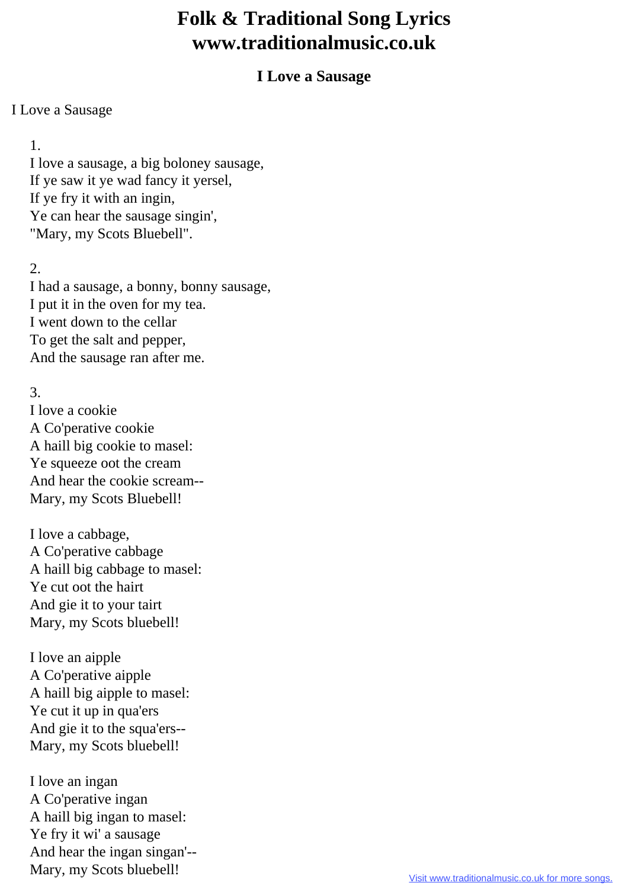# Folk & Traditional Song Lyrics www.traditionalmusic.co.uk

## I Love a Sausage

I Love a Sausage

1.
I love a sausage, a big boloney sausage,
If ye saw it ye wad fancy it yersel,
If ye fry it with an ingin,
Ye can hear the sausage singin',
"Mary, my Scots Bluebell".

2.
I had a sausage, a bonny, bonny sausage,
I put it in the oven for my tea.
I went down to the cellar
To get the salt and pepper,
And the sausage ran after me.

3.
I love a cookie
A Co'perative cookie
A haill big cookie to masel:
Ye squeeze oot the cream
And hear the cookie scream--
Mary, my Scots Bluebell!

I love a cabbage,
A Co'perative cabbage
A haill big cabbage to masel:
Ye cut oot the hairt
And gie it to your tairt
Mary, my Scots bluebell!

I love an aipple
A Co'perative aipple
A haill big aipple to masel:
Ye cut it up in qua'ers
And gie it to the squa'ers--
Mary, my Scots bluebell!

I love an ingan
A Co'perative ingan
A haill big ingan to masel:
Ye fry it wi' a sausage
And hear the ingan singan'--
Mary, my Scots bluebell!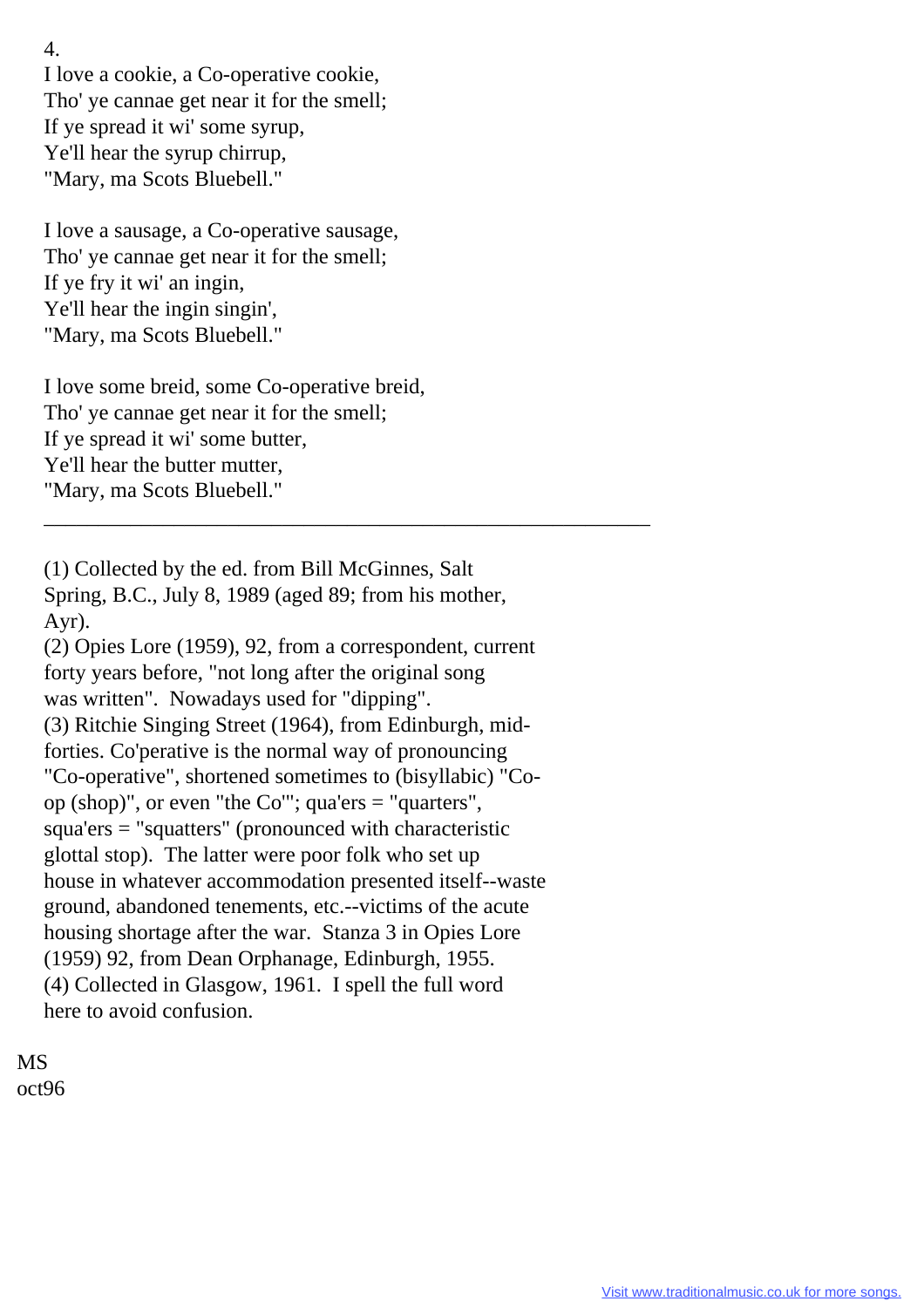4.

I love a cookie, a Co-operative cookie,
Tho' ye cannae get near it for the smell;
If ye spread it wi' some syrup,
Ye'll hear the syrup chirrup,
"Mary, ma Scots Bluebell."

I love a sausage, a Co-operative sausage,
Tho' ye cannae get near it for the smell;
If ye fry it wi' an ingin,
Ye'll hear the ingin singin',
"Mary, ma Scots Bluebell."

I love some breid, some Co-operative breid,
Tho' ye cannae get near it for the smell;
If ye spread it wi' some butter,
Ye'll hear the butter mutter,
"Mary, ma Scots Bluebell."

---

(1) Collected by the ed. from Bill McGinnes, Salt Spring, B.C., July 8, 1989 (aged 89; from his mother, Ayr).
(2) Opies Lore (1959), 92, from a correspondent, current forty years before, "not long after the original song was written". Nowadays used for "dipping".
(3) Ritchie Singing Street (1964), from Edinburgh, mid-forties. Co'perative is the normal way of pronouncing "Co-operative", shortened sometimes to (bisyllabic) "Co-op (shop)", or even "the Co'"; qua'ers = "quarters", squa'ers = "squatters" (pronounced with characteristic glottal stop). The latter were poor folk who set up house in whatever accommodation presented itself--waste ground, abandoned tenements, etc.--victims of the acute housing shortage after the war. Stanza 3 in Opies Lore (1959) 92, from Dean Orphanage, Edinburgh, 1955.
(4) Collected in Glasgow, 1961. I spell the full word here to avoid confusion.

MS
oct96